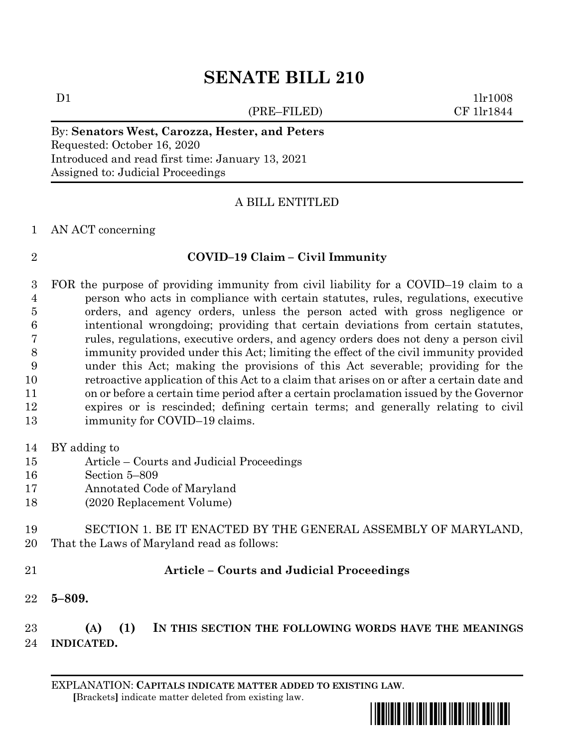# SENATE BILL 210

D1 1lr1008
(PRE–FILED) CF 1lr1844

By: **Senators West, Carozza, Hester, and Peters**
Requested: October 16, 2020
Introduced and read first time: January 13, 2021
Assigned to: Judicial Proceedings

A BILL ENTITLED

1 AN ACT concerning

2 **COVID–19 Claim – Civil Immunity**

3 FOR the purpose of providing immunity from civil liability for a COVID–19 claim to a
4 person who acts in compliance with certain statutes, rules, regulations, executive
5 orders, and agency orders, unless the person acted with gross negligence or
6 intentional wrongdoing; providing that certain deviations from certain statutes,
7 rules, regulations, executive orders, and agency orders does not deny a person civil
8 immunity provided under this Act; limiting the effect of the civil immunity provided
9 under this Act; making the provisions of this Act severable; providing for the
10 retroactive application of this Act to a claim that arises on or after a certain date and
11 on or before a certain time period after a certain proclamation issued by the Governor
12 expires or is rescinded; defining certain terms; and generally relating to civil
13 immunity for COVID–19 claims.

14 BY adding to
15 Article – Courts and Judicial Proceedings
16 Section 5–809
17 Annotated Code of Maryland
18 (2020 Replacement Volume)

19 SECTION 1. BE IT ENACTED BY THE GENERAL ASSEMBLY OF MARYLAND,
20 That the Laws of Maryland read as follows:

21 **Article – Courts and Judicial Proceedings**

22 **5–809.**

23 **(A) (1) IN THIS SECTION THE FOLLOWING WORDS HAVE THE MEANINGS**
24 **INDICATED.**

EXPLANATION: **CAPITALS INDICATE MATTER ADDED TO EXISTING LAW**.
[Brackets] indicate matter deleted from existing law.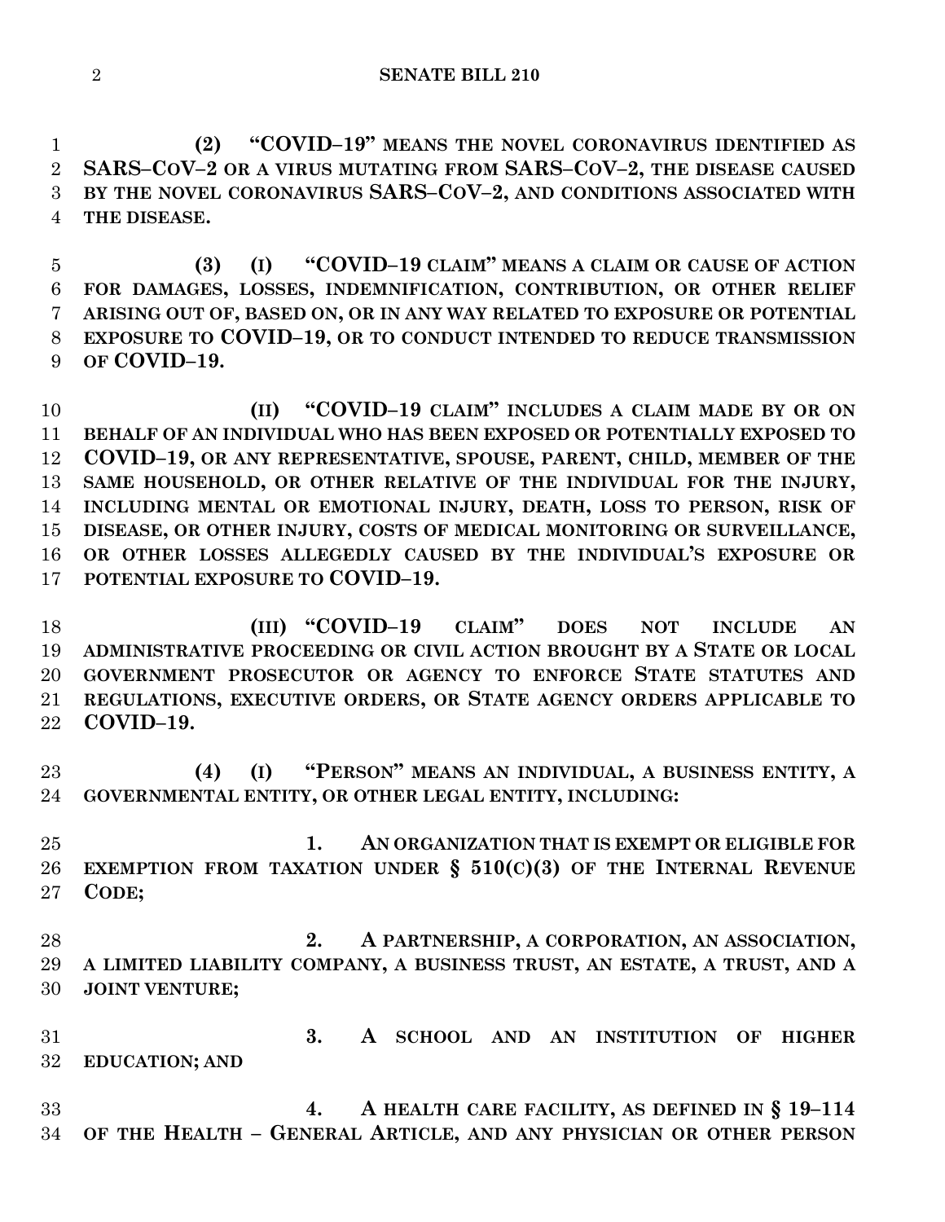**(2) "COVID–19" MEANS THE NOVEL CORONAVIRUS IDENTIFIED AS SARS–COV–2 OR A VIRUS MUTATING FROM SARS–COV–2, THE DISEASE CAUSED BY THE NOVEL CORONAVIRUS SARS–COV–2, AND CONDITIONS ASSOCIATED WITH THE DISEASE.**

**(3) (I) "COVID–19 CLAIM" MEANS A CLAIM OR CAUSE OF ACTION FOR DAMAGES, LOSSES, INDEMNIFICATION, CONTRIBUTION, OR OTHER RELIEF ARISING OUT OF, BASED ON, OR IN ANY WAY RELATED TO EXPOSURE OR POTENTIAL EXPOSURE TO COVID–19, OR TO CONDUCT INTENDED TO REDUCE TRANSMISSION OF COVID–19.**

**(II) "COVID–19 CLAIM" INCLUDES A CLAIM MADE BY OR ON BEHALF OF AN INDIVIDUAL WHO HAS BEEN EXPOSED OR POTENTIALLY EXPOSED TO COVID–19, OR ANY REPRESENTATIVE, SPOUSE, PARENT, CHILD, MEMBER OF THE SAME HOUSEHOLD, OR OTHER RELATIVE OF THE INDIVIDUAL FOR THE INJURY, INCLUDING MENTAL OR EMOTIONAL INJURY, DEATH, LOSS TO PERSON, RISK OF DISEASE, OR OTHER INJURY, COSTS OF MEDICAL MONITORING OR SURVEILLANCE, OR OTHER LOSSES ALLEGEDLY CAUSED BY THE INDIVIDUAL'S EXPOSURE OR POTENTIAL EXPOSURE TO COVID–19.**

**(III) "COVID–19 CLAIM" DOES NOT INCLUDE AN ADMINISTRATIVE PROCEEDING OR CIVIL ACTION BROUGHT BY A STATE OR LOCAL GOVERNMENT PROSECUTOR OR AGENCY TO ENFORCE STATE STATUTES AND REGULATIONS, EXECUTIVE ORDERS, OR STATE AGENCY ORDERS APPLICABLE TO COVID–19.**

**(4) (I) "PERSON" MEANS AN INDIVIDUAL, A BUSINESS ENTITY, A GOVERNMENTAL ENTITY, OR OTHER LEGAL ENTITY, INCLUDING:**

**1. AN ORGANIZATION THAT IS EXEMPT OR ELIGIBLE FOR EXEMPTION FROM TAXATION UNDER § 510(C)(3) OF THE INTERNAL REVENUE CODE;**

**2. A PARTNERSHIP, A CORPORATION, AN ASSOCIATION, A LIMITED LIABILITY COMPANY, A BUSINESS TRUST, AN ESTATE, A TRUST, AND A JOINT VENTURE;**

**3. A SCHOOL AND AN INSTITUTION OF HIGHER EDUCATION; AND**

**4. A HEALTH CARE FACILITY, AS DEFINED IN § 19–114 OF THE HEALTH – GENERAL ARTICLE, AND ANY PHYSICIAN OR OTHER PERSON**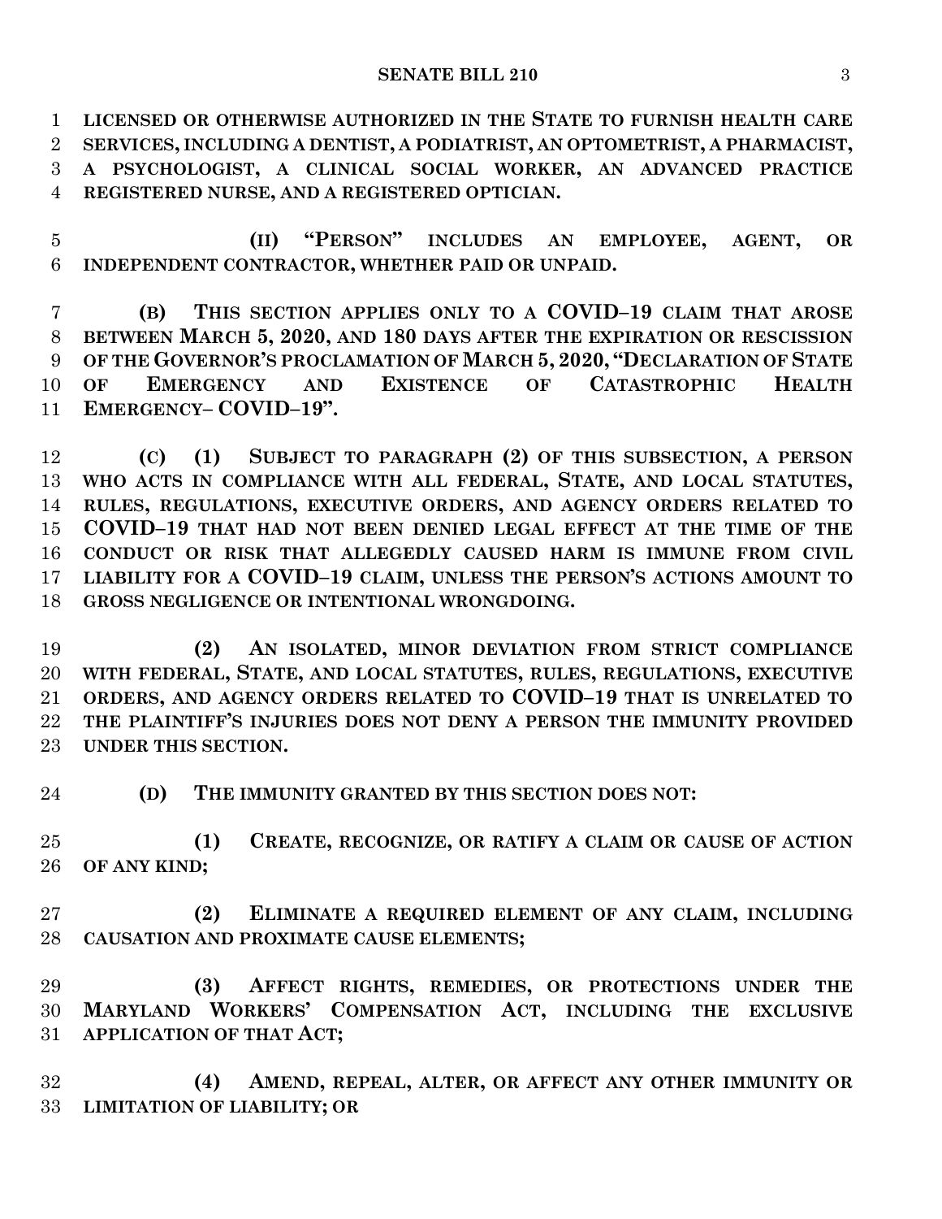**LICENSED OR OTHERWISE AUTHORIZED IN THE STATE TO FURNISH HEALTH CARE SERVICES, INCLUDING A DENTIST, A PODIATRIST, AN OPTOMETRIST, A PHARMACIST, A PSYCHOLOGIST, A CLINICAL SOCIAL WORKER, AN ADVANCED PRACTICE REGISTERED NURSE, AND A REGISTERED OPTICIAN.**

**(II) "PERSON" INCLUDES AN EMPLOYEE, AGENT, OR INDEPENDENT CONTRACTOR, WHETHER PAID OR UNPAID.**

**(B) THIS SECTION APPLIES ONLY TO A COVID–19 CLAIM THAT AROSE BETWEEN MARCH 5, 2020, AND 180 DAYS AFTER THE EXPIRATION OR RESCISSION OF THE GOVERNOR'S PROCLAMATION OF MARCH 5, 2020, "DECLARATION OF STATE OF EMERGENCY AND EXISTENCE OF CATASTROPHIC HEALTH EMERGENCY– COVID–19".**

**(C) (1) SUBJECT TO PARAGRAPH (2) OF THIS SUBSECTION, A PERSON WHO ACTS IN COMPLIANCE WITH ALL FEDERAL, STATE, AND LOCAL STATUTES, RULES, REGULATIONS, EXECUTIVE ORDERS, AND AGENCY ORDERS RELATED TO COVID–19 THAT HAD NOT BEEN DENIED LEGAL EFFECT AT THE TIME OF THE CONDUCT OR RISK THAT ALLEGEDLY CAUSED HARM IS IMMUNE FROM CIVIL LIABILITY FOR A COVID–19 CLAIM, UNLESS THE PERSON'S ACTIONS AMOUNT TO GROSS NEGLIGENCE OR INTENTIONAL WRONGDOING.**

**(2) AN ISOLATED, MINOR DEVIATION FROM STRICT COMPLIANCE WITH FEDERAL, STATE, AND LOCAL STATUTES, RULES, REGULATIONS, EXECUTIVE ORDERS, AND AGENCY ORDERS RELATED TO COVID–19 THAT IS UNRELATED TO THE PLAINTIFF'S INJURIES DOES NOT DENY A PERSON THE IMMUNITY PROVIDED UNDER THIS SECTION.**

**(D) THE IMMUNITY GRANTED BY THIS SECTION DOES NOT:**

**(1) CREATE, RECOGNIZE, OR RATIFY A CLAIM OR CAUSE OF ACTION OF ANY KIND;**

**(2) ELIMINATE A REQUIRED ELEMENT OF ANY CLAIM, INCLUDING CAUSATION AND PROXIMATE CAUSE ELEMENTS;**

**(3) AFFECT RIGHTS, REMEDIES, OR PROTECTIONS UNDER THE MARYLAND WORKERS' COMPENSATION ACT, INCLUDING THE EXCLUSIVE APPLICATION OF THAT ACT;**

**(4) AMEND, REPEAL, ALTER, OR AFFECT ANY OTHER IMMUNITY OR LIMITATION OF LIABILITY; OR**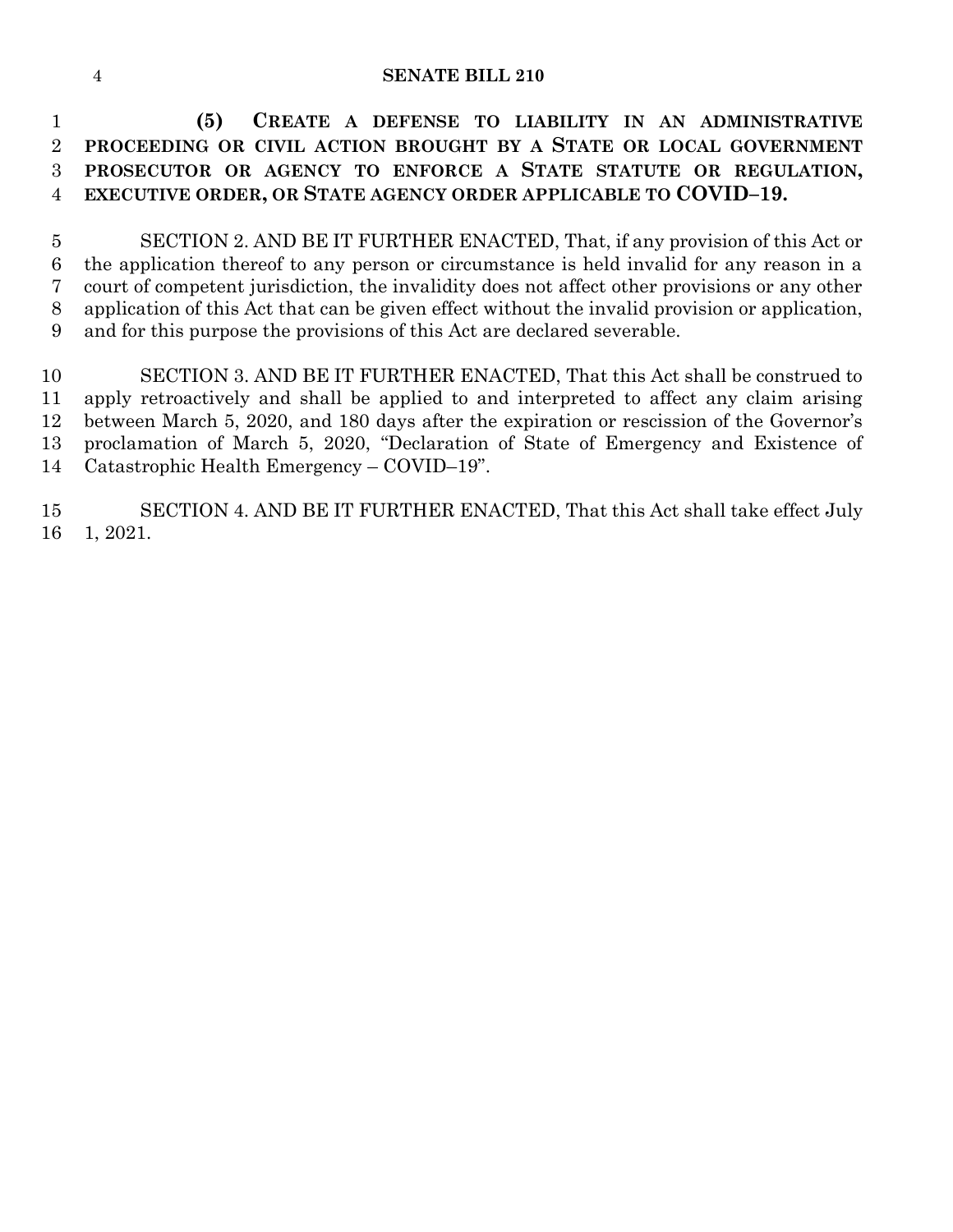**(5) CREATE A DEFENSE TO LIABILITY IN AN ADMINISTRATIVE PROCEEDING OR CIVIL ACTION BROUGHT BY A STATE OR LOCAL GOVERNMENT PROSECUTOR OR AGENCY TO ENFORCE A STATE STATUTE OR REGULATION, EXECUTIVE ORDER, OR STATE AGENCY ORDER APPLICABLE TO COVID–19.**

SECTION 2. AND BE IT FURTHER ENACTED, That, if any provision of this Act or the application thereof to any person or circumstance is held invalid for any reason in a court of competent jurisdiction, the invalidity does not affect other provisions or any other application of this Act that can be given effect without the invalid provision or application, and for this purpose the provisions of this Act are declared severable.

SECTION 3. AND BE IT FURTHER ENACTED, That this Act shall be construed to apply retroactively and shall be applied to and interpreted to affect any claim arising between March 5, 2020, and 180 days after the expiration or rescission of the Governor's proclamation of March 5, 2020, "Declaration of State of Emergency and Existence of Catastrophic Health Emergency – COVID–19".

SECTION 4. AND BE IT FURTHER ENACTED, That this Act shall take effect July 1, 2021.